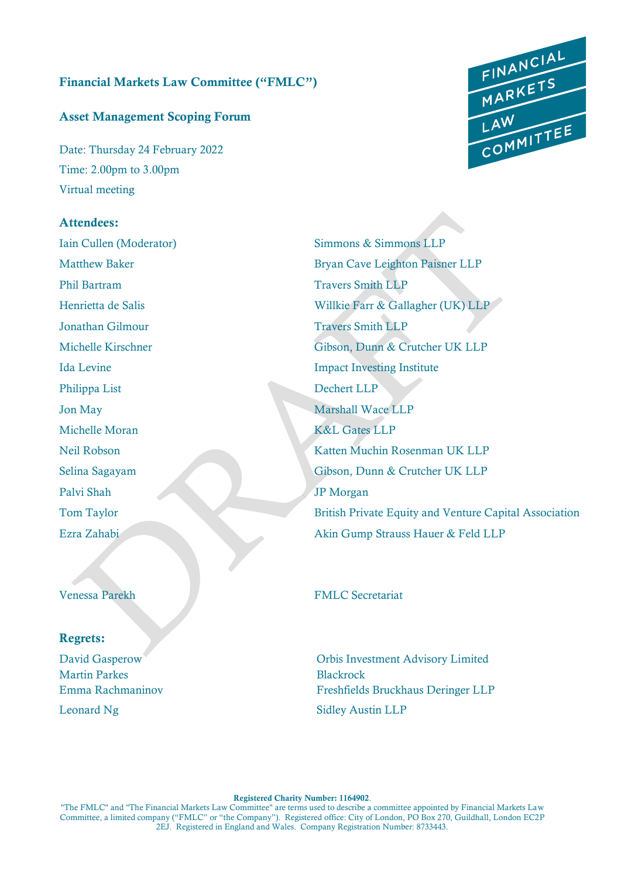# Financial Markets Law Committee ("FMLC")

## Asset Management Scoping Forum

Date: Thursday 24 February 2022
Time: 2.00pm to 3.00pm
Virtual meeting

### Attendees:

| | |
|---|---|
| Iain Cullen (Moderator) | Simmons & Simmons LLP |
| Matthew Baker | Bryan Cave Leighton Paisner LLP |
| Phil Bartram | Travers Smith LLP |
| Henrietta de Salis | Willkie Farr & Gallagher (UK) LLP |
| Jonathan Gilmour | Travers Smith LLP |
| Michelle Kirschner | Gibson, Dunn & Crutcher UK LLP |
| Ida Levine | Impact Investing Institute |
| Philippa List | Dechert LLP |
| Jon May | Marshall Wace LLP |
| Michelle Moran | K&L Gates LLP |
| Neil Robson | Katten Muchin Rosenman UK LLP |
| Selina Sagayam | Gibson, Dunn & Crutcher UK LLP |
| Palvi Shah | JP Morgan |
| Tom Taylor | British Private Equity and Venture Capital Association |
| Ezra Zahabi | Akin Gump Strauss Hauer & Feld LLP |
| | |
| Venessa Parekh | FMLC Secretariat |

### Regrets:

| | |
|---|---|
| David Gasperow | Orbis Investment Advisory Limited |
| Martin Parkes | Blackrock |
| Emma Rachmaninov | Freshfields Bruckhaus Deringer LLP |
| Leonard Ng | Sidley Austin LLP |

**Registered Charity Number: 1164902**.
"The FMLC" and "The Financial Markets Law Committee" are terms used to describe a committee appointed by Financial Markets Law Committee, a limited company ("FMLC" or "the Company"). Registered office: City of London, PO Box 270, Guildhall, London EC2P 2EJ. Registered in England and Wales. Company Registration Number: 8733443.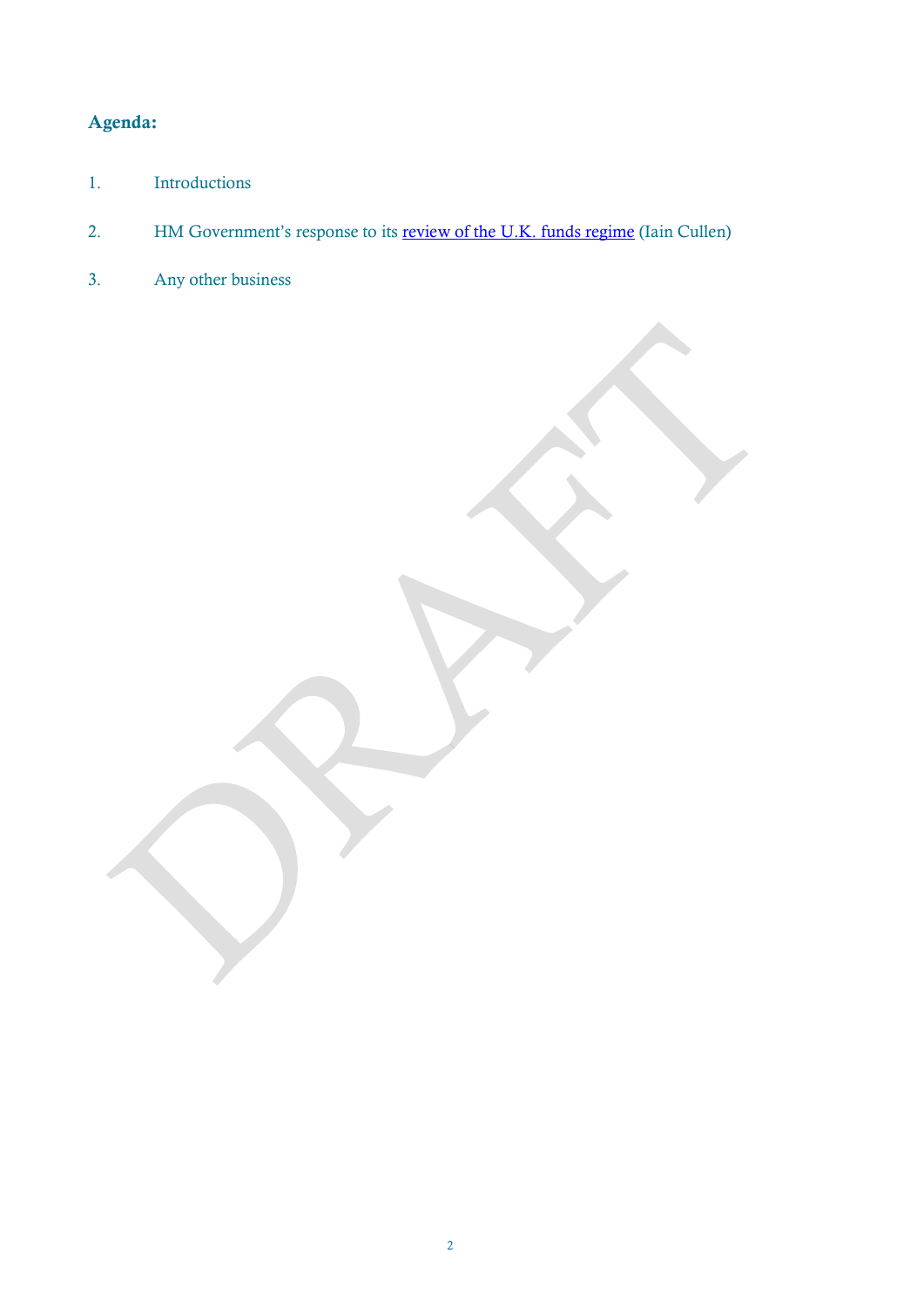## Agenda:

1. Introductions

2. HM Government's response to its review of the U.K. funds regime (Iain Cullen)

3. Any other business